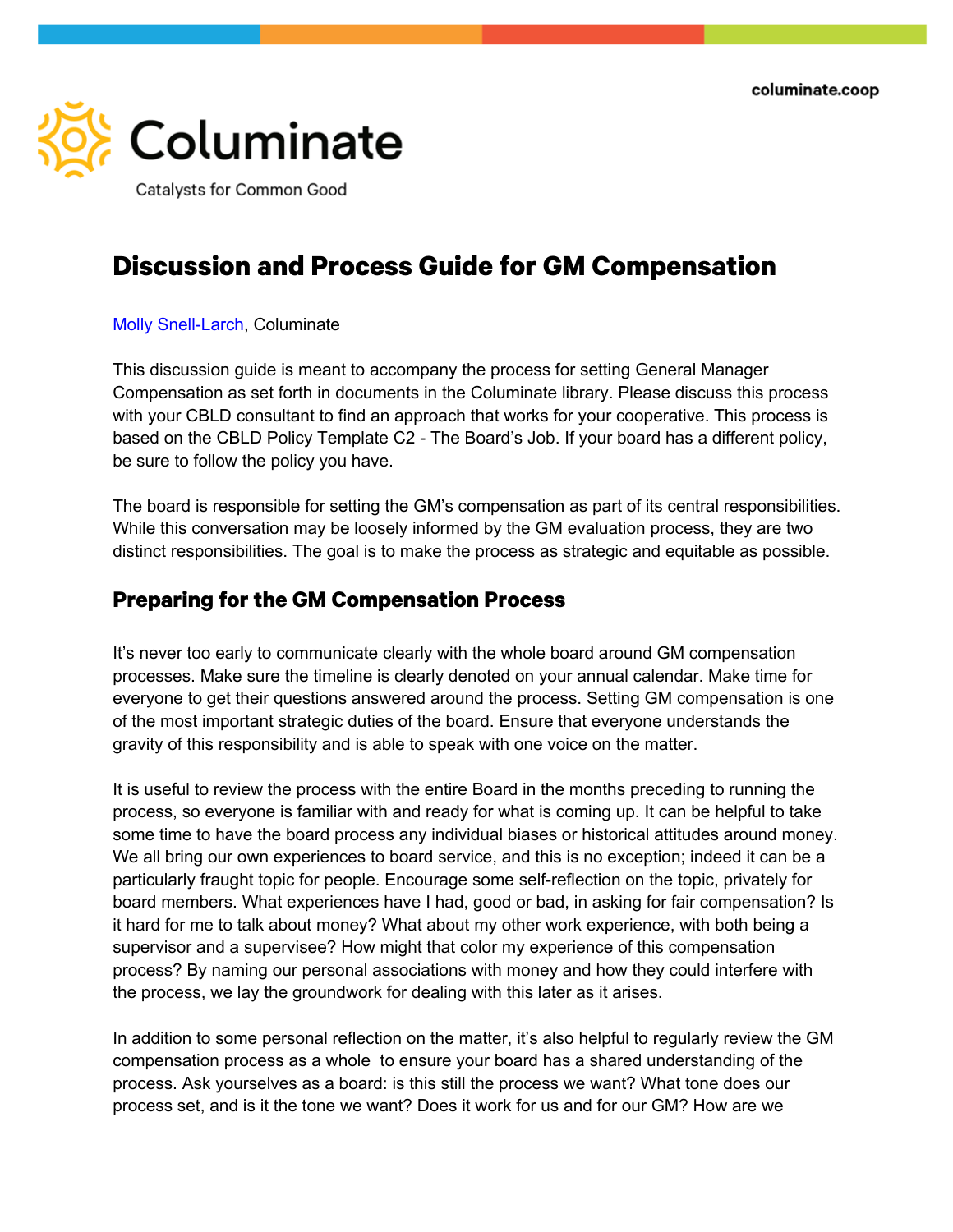columinate.coop

Columinate

Catalysts for Common Good

# Discussion and Process Guide for GM Compensation

Molly Snell-Larch, Columinate

This discussion guide is meant to accompany the process for setting General Manager Compensation as set forth in documents in the Columinate library. Please discuss this process with your CBLD consultant to find an approach that works for your cooperative. This process is based on the CBLD Policy Template C2 - The Board's Job. If your board has a different policy, be sure to follow the policy you have.

The board is responsible for setting the GM's compensation as part of its central responsibilities. While this conversation may be loosely informed by the GM evaluation process, they are two distinct responsibilities. The goal is to make the process as strategic and equitable as possible.

## Preparing for the GM Compensation Process

It's never too early to communicate clearly with the whole board around GM compensation processes. Make sure the timeline is clearly denoted on your annual calendar. Make time for everyone to get their questions answered around the process. Setting GM compensation is one of the most important strategic duties of the board. Ensure that everyone understands the gravity of this responsibility and is able to speak with one voice on the matter.

It is useful to review the process with the entire Board in the months preceding to running the process, so everyone is familiar with and ready for what is coming up. It can be helpful to take some time to have the board process any individual biases or historical attitudes around money. We all bring our own experiences to board service, and this is no exception; indeed it can be a particularly fraught topic for people. Encourage some self-reflection on the topic, privately for board members. What experiences have I had, good or bad, in asking for fair compensation? Is it hard for me to talk about money? What about my other work experience, with both being a supervisor and a supervisee? How might that color my experience of this compensation process? By naming our personal associations with money and how they could interfere with the process, we lay the groundwork for dealing with this later as it arises.

In addition to some personal reflection on the matter, it's also helpful to regularly review the GM compensation process as a whole to ensure your board has a shared understanding of the process. Ask yourselves as a board: is this still the process we want? What tone does our process set, and is it the tone we want? Does it work for us and for our GM? How are we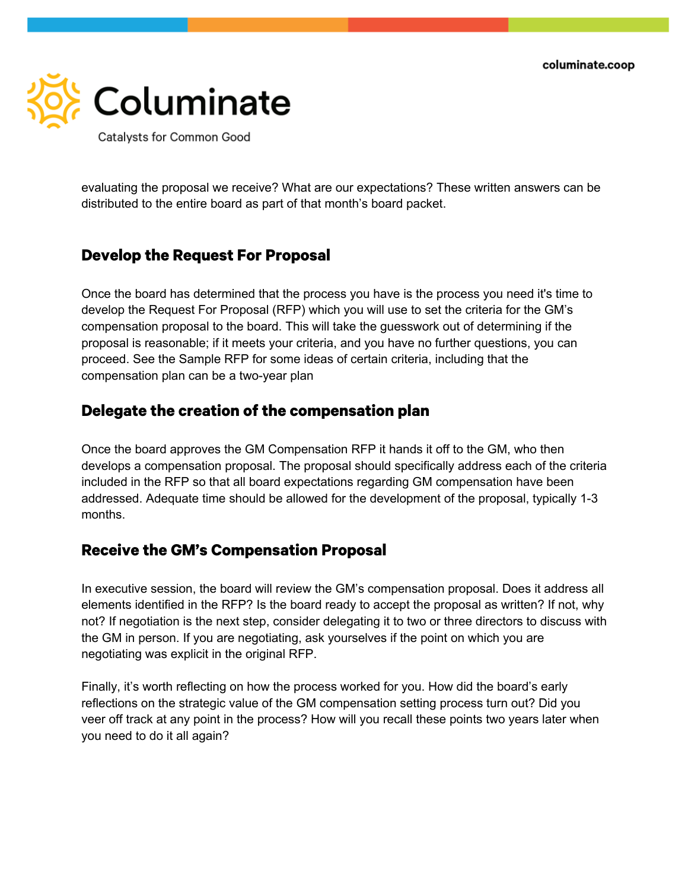evaluating the proposal we receive? What are our expectations? These written answers can be distributed to the entire board as part of that month's board packet.

## Develop the Request For Proposal

Once the board has determined that the process you have is the process you need it's time to develop the Request For Proposal (RFP) which you will use to set the criteria for the GM's compensation proposal to the board. This will take the guesswork out of determining if the proposal is reasonable; if it meets your criteria, and you have no further questions, you can proceed. See the Sample RFP for some ideas of certain criteria, including that the compensation plan can be a two-year plan

## Delegate the creation of the compensation plan

Once the board approves the GM Compensation RFP it hands it off to the GM, who then develops a compensation proposal. The proposal should specifically address each of the criteria included in the RFP so that all board expectations regarding GM compensation have been addressed. Adequate time should be allowed for the development of the proposal, typically 1-3 months.

## Receive the GM's Compensation Proposal

In executive session, the board will review the GM's compensation proposal. Does it address all elements identified in the RFP? Is the board ready to accept the proposal as written? If not, why not? If negotiation is the next step, consider delegating it to two or three directors to discuss with the GM in person. If you are negotiating, ask yourselves if the point on which you are negotiating was explicit in the original RFP.

Finally, it's worth reflecting on how the process worked for you. How did the board's early reflections on the strategic value of the GM compensation setting process turn out? Did you veer off track at any point in the process? How will you recall these points two years later when you need to do it all again?